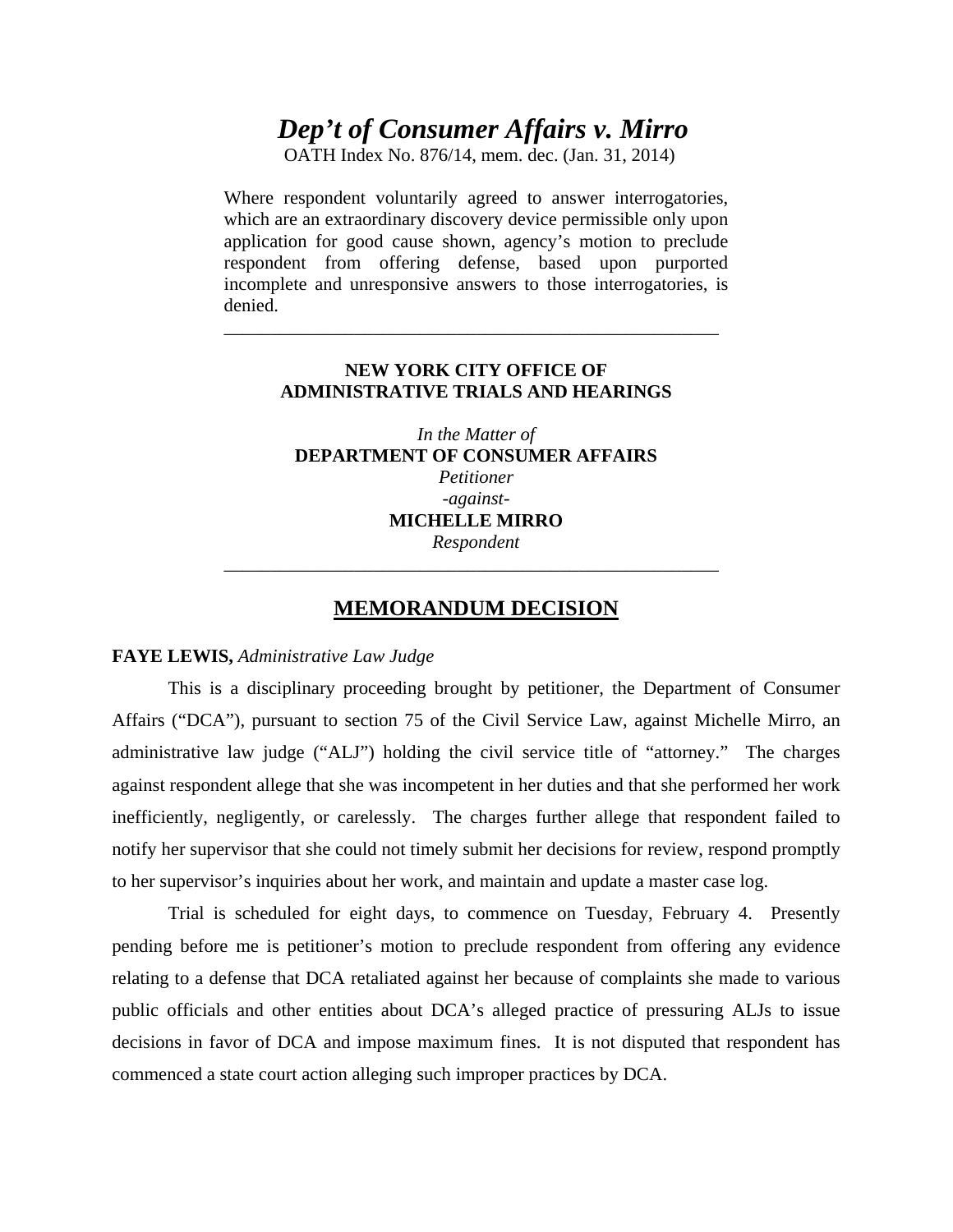# *Dep't of Consumer Affairs v. Mirro*

OATH Index No. 876/14, mem. dec. (Jan. 31, 2014)

Where respondent voluntarily agreed to answer interrogatories, which are an extraordinary discovery device permissible only upon application for good cause shown, agency's motion to preclude respondent from offering defense, based upon purported incomplete and unresponsive answers to those interrogatories, is denied.

---

**NEW YORK CITY OFFICE OF ADMINISTRATIVE TRIALS AND HEARINGS**

*In the Matter of*
**DEPARTMENT OF CONSUMER AFFAIRS**
*Petitioner*
*-against-*
**MICHELLE MIRRO**
*Respondent*

---

## MEMORANDUM DECISION

**FAYE LEWIS,** *Administrative Law Judge*

This is a disciplinary proceeding brought by petitioner, the Department of Consumer Affairs ("DCA"), pursuant to section 75 of the Civil Service Law, against Michelle Mirro, an administrative law judge ("ALJ") holding the civil service title of "attorney." The charges against respondent allege that she was incompetent in her duties and that she performed her work inefficiently, negligently, or carelessly. The charges further allege that respondent failed to notify her supervisor that she could not timely submit her decisions for review, respond promptly to her supervisor's inquiries about her work, and maintain and update a master case log.

Trial is scheduled for eight days, to commence on Tuesday, February 4. Presently pending before me is petitioner's motion to preclude respondent from offering any evidence relating to a defense that DCA retaliated against her because of complaints she made to various public officials and other entities about DCA's alleged practice of pressuring ALJs to issue decisions in favor of DCA and impose maximum fines. It is not disputed that respondent has commenced a state court action alleging such improper practices by DCA.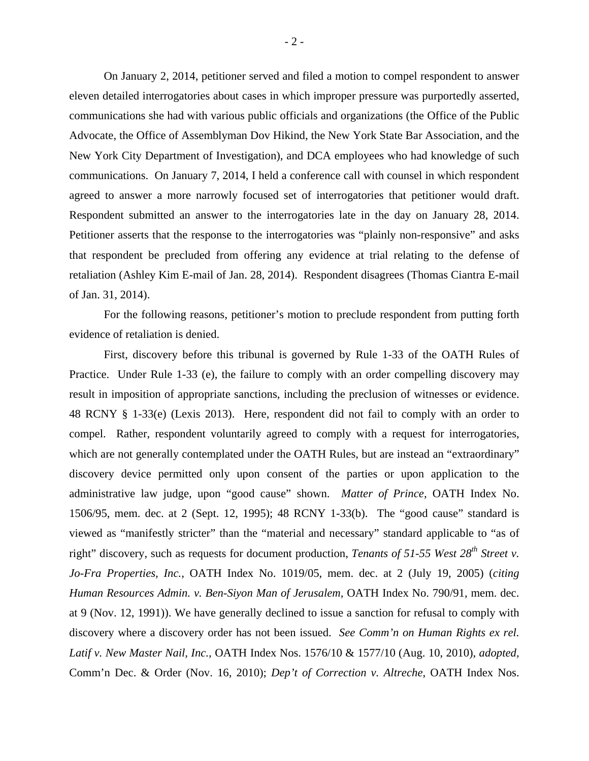On January 2, 2014, petitioner served and filed a motion to compel respondent to answer eleven detailed interrogatories about cases in which improper pressure was purportedly asserted, communications she had with various public officials and organizations (the Office of the Public Advocate, the Office of Assemblyman Dov Hikind, the New York State Bar Association, and the New York City Department of Investigation), and DCA employees who had knowledge of such communications. On January 7, 2014, I held a conference call with counsel in which respondent agreed to answer a more narrowly focused set of interrogatories that petitioner would draft. Respondent submitted an answer to the interrogatories late in the day on January 28, 2014. Petitioner asserts that the response to the interrogatories was "plainly non-responsive" and asks that respondent be precluded from offering any evidence at trial relating to the defense of retaliation (Ashley Kim E-mail of Jan. 28, 2014). Respondent disagrees (Thomas Ciantra E-mail of Jan. 31, 2014).

For the following reasons, petitioner's motion to preclude respondent from putting forth evidence of retaliation is denied.

First, discovery before this tribunal is governed by Rule 1-33 of the OATH Rules of Practice. Under Rule 1-33 (e), the failure to comply with an order compelling discovery may result in imposition of appropriate sanctions, including the preclusion of witnesses or evidence. 48 RCNY § 1-33(e) (Lexis 2013). Here, respondent did not fail to comply with an order to compel. Rather, respondent voluntarily agreed to comply with a request for interrogatories, which are not generally contemplated under the OATH Rules, but are instead an "extraordinary" discovery device permitted only upon consent of the parties or upon application to the administrative law judge, upon "good cause" shown. *Matter of Prince*, OATH Index No. 1506/95, mem. dec. at 2 (Sept. 12, 1995); 48 RCNY 1-33(b). The "good cause" standard is viewed as "manifestly stricter" than the "material and necessary" standard applicable to "as of right" discovery, such as requests for document production, *Tenants of 51-55 West 28th Street v. Jo-Fra Properties, Inc.*, OATH Index No. 1019/05, mem. dec. at 2 (July 19, 2005) (*citing Human Resources Admin. v. Ben-Siyon Man of Jerusalem*, OATH Index No. 790/91, mem. dec. at 9 (Nov. 12, 1991)). We have generally declined to issue a sanction for refusal to comply with discovery where a discovery order has not been issued. *See Comm'n on Human Rights ex rel. Latif v. New Master Nail, Inc.*, OATH Index Nos. 1576/10 & 1577/10 (Aug. 10, 2010), *adopted*, Comm'n Dec. & Order (Nov. 16, 2010); *Dep't of Correction v. Altreche*, OATH Index Nos.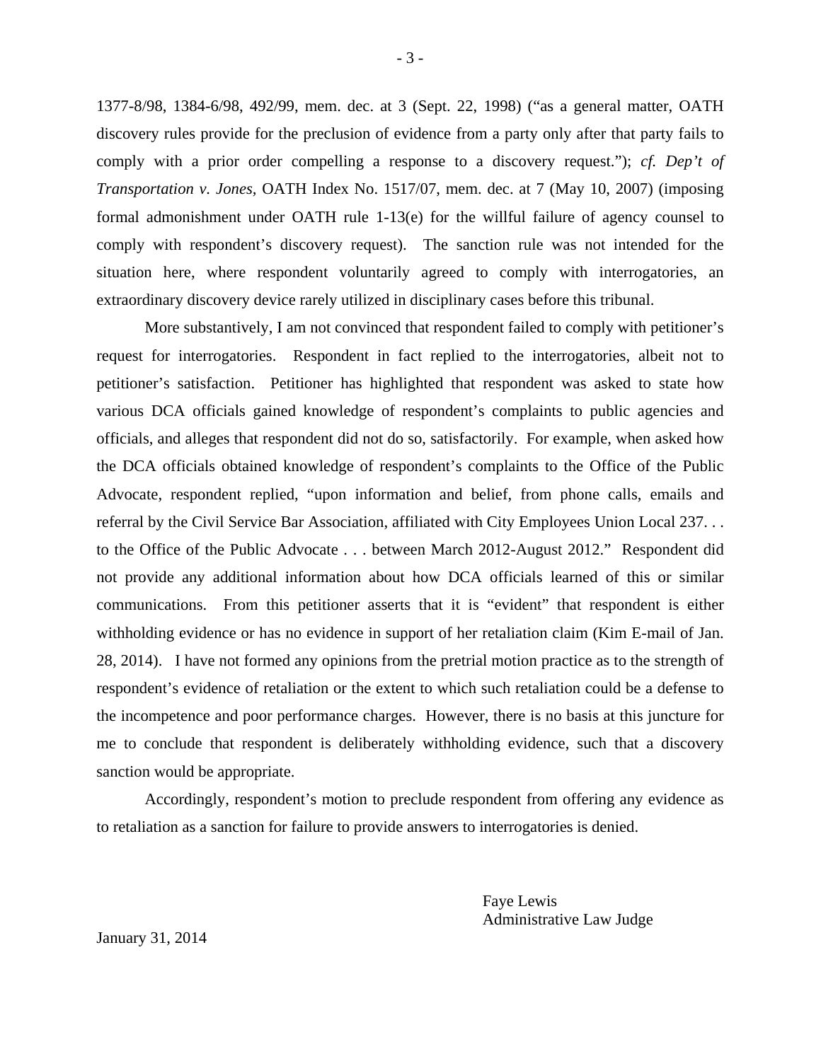1377-8/98, 1384-6/98, 492/99, mem. dec. at 3 (Sept. 22, 1998) ("as a general matter, OATH discovery rules provide for the preclusion of evidence from a party only after that party fails to comply with a prior order compelling a response to a discovery request."); *cf. Dep't of Transportation v. Jones*, OATH Index No. 1517/07, mem. dec. at 7 (May 10, 2007) (imposing formal admonishment under OATH rule 1-13(e) for the willful failure of agency counsel to comply with respondent's discovery request). The sanction rule was not intended for the situation here, where respondent voluntarily agreed to comply with interrogatories, an extraordinary discovery device rarely utilized in disciplinary cases before this tribunal.

More substantively, I am not convinced that respondent failed to comply with petitioner's request for interrogatories. Respondent in fact replied to the interrogatories, albeit not to petitioner's satisfaction. Petitioner has highlighted that respondent was asked to state how various DCA officials gained knowledge of respondent's complaints to public agencies and officials, and alleges that respondent did not do so, satisfactorily. For example, when asked how the DCA officials obtained knowledge of respondent's complaints to the Office of the Public Advocate, respondent replied, "upon information and belief, from phone calls, emails and referral by the Civil Service Bar Association, affiliated with City Employees Union Local 237. . . to the Office of the Public Advocate . . . between March 2012-August 2012." Respondent did not provide any additional information about how DCA officials learned of this or similar communications. From this petitioner asserts that it is "evident" that respondent is either withholding evidence or has no evidence in support of her retaliation claim (Kim E-mail of Jan. 28, 2014). I have not formed any opinions from the pretrial motion practice as to the strength of respondent's evidence of retaliation or the extent to which such retaliation could be a defense to the incompetence and poor performance charges. However, there is no basis at this juncture for me to conclude that respondent is deliberately withholding evidence, such that a discovery sanction would be appropriate.

Accordingly, respondent's motion to preclude respondent from offering any evidence as to retaliation as a sanction for failure to provide answers to interrogatories is denied.

Faye Lewis
Administrative Law Judge

January 31, 2014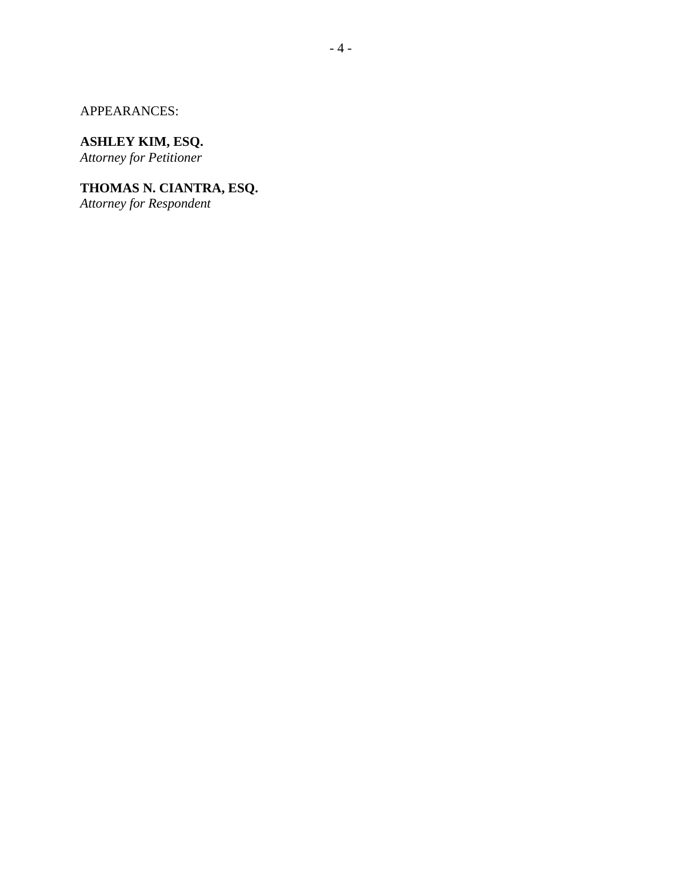APPEARANCES:

**ASHLEY KIM, ESQ.**
*Attorney for Petitioner*

**THOMAS N. CIANTRA, ESQ.**
*Attorney for Respondent*